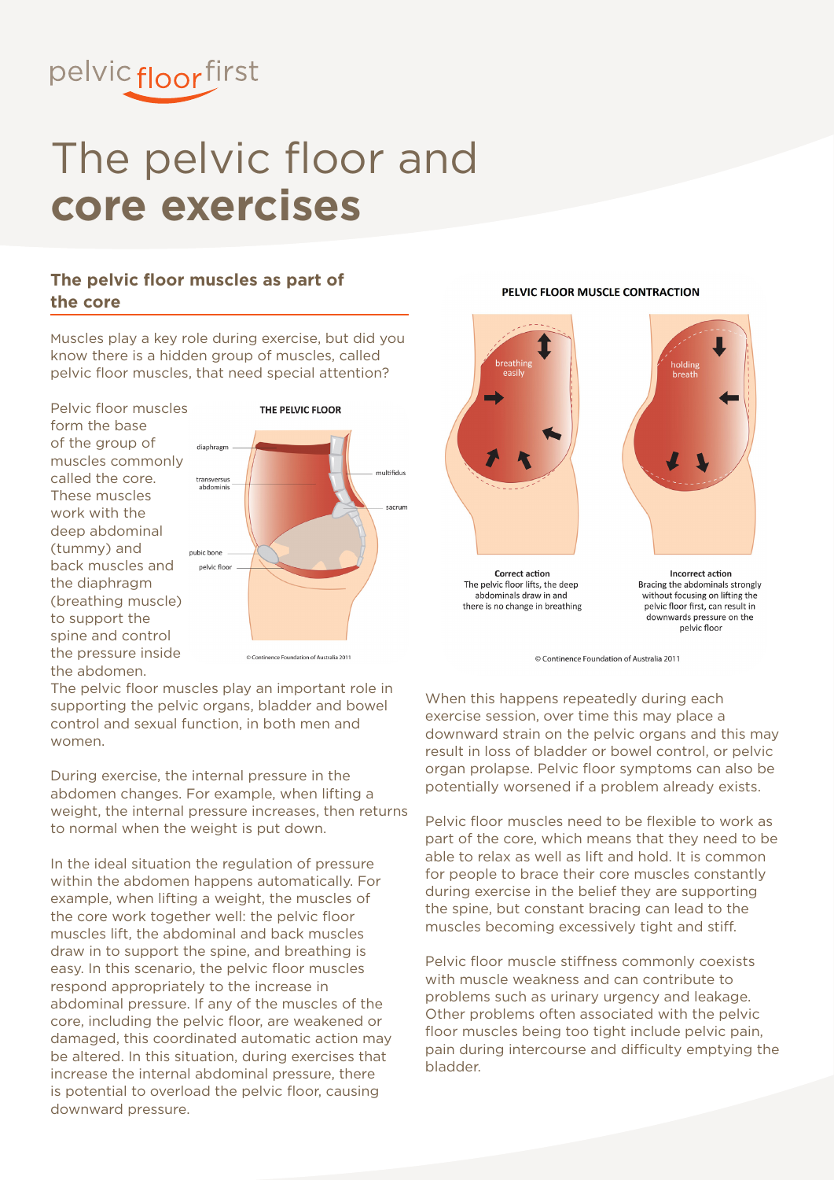pelvic floor first

# The pelvic floor and **core exercises**

## The pelvic floor muscles as part of the core

Muscles play a key role during exercise, but did you know there is a hidden group of muscles, called pelvic floor muscles, that need special attention?

Pelvic floor muscles form the base of the group of muscles commonly called the core. These muscles work with the deep abdominal (tummy) and back muscles and the diaphragm (breathing muscle) to support the spine and control the pressure inside the abdomen.

**THE PELVIC FLOOR**

diaphragm, transversus abdominis, multifidus, sacrum, pubic bone, pelvic floor

© Continence Foundation of Australia 2011

The pelvic floor muscles play an important role in supporting the pelvic organs, bladder and bowel control and sexual function, in both men and women.

During exercise, the internal pressure in the abdomen changes. For example, when lifting a weight, the internal pressure increases, then returns to normal when the weight is put down.

In the ideal situation the regulation of pressure within the abdomen happens automatically. For example, when lifting a weight, the muscles of the core work together well: the pelvic floor muscles lift, the abdominal and back muscles draw in to support the spine, and breathing is easy. In this scenario, the pelvic floor muscles respond appropriately to the increase in abdominal pressure. If any of the muscles of the core, including the pelvic floor, are weakened or damaged, this coordinated automatic action may be altered. In this situation, during exercises that increase the internal abdominal pressure, there is potential to overload the pelvic floor, causing downward pressure.

**PELVIC FLOOR MUSCLE CONTRACTION**

breathing easily

**Correct action**
The pelvic floor lifts, the deep abdominals draw in and there is no change in breathing

holding breath

**Incorrect action**
Bracing the abdominals strongly without focusing on lifting the pelvic floor first, can result in downwards pressure on the pelvic floor

© Continence Foundation of Australia 2011

When this happens repeatedly during each exercise session, over time this may place a downward strain on the pelvic organs and this may result in loss of bladder or bowel control, or pelvic organ prolapse. Pelvic floor symptoms can also be potentially worsened if a problem already exists.

Pelvic floor muscles need to be flexible to work as part of the core, which means that they need to be able to relax as well as lift and hold. It is common for people to brace their core muscles constantly during exercise in the belief they are supporting the spine, but constant bracing can lead to the muscles becoming excessively tight and stiff.

Pelvic floor muscle stiffness commonly coexists with muscle weakness and can contribute to problems such as urinary urgency and leakage. Other problems often associated with the pelvic floor muscles being too tight include pelvic pain, pain during intercourse and difficulty emptying the bladder.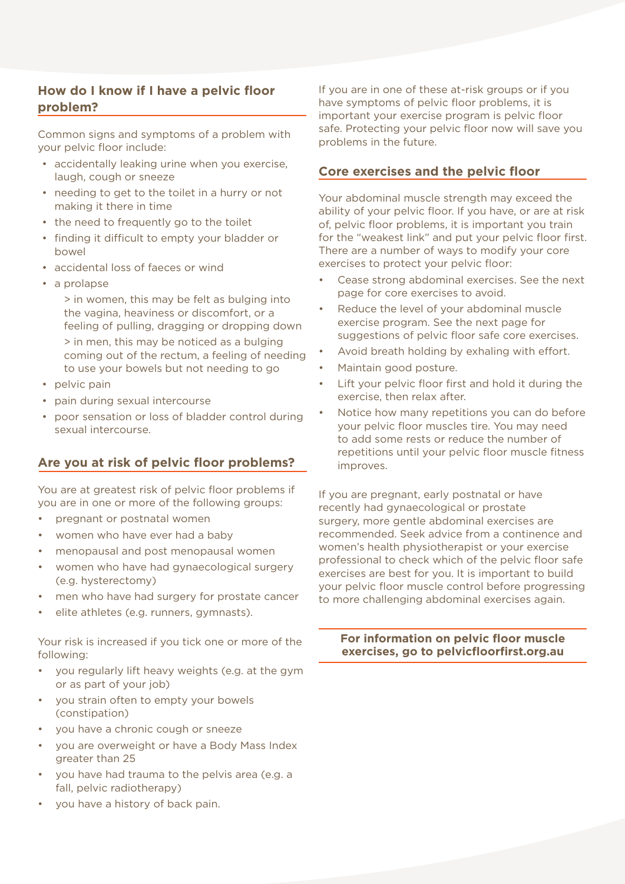## How do I know if I have a pelvic floor problem?

Common signs and symptoms of a problem with your pelvic floor include:

- accidentally leaking urine when you exercise, laugh, cough or sneeze
- needing to get to the toilet in a hurry or not making it there in time
- the need to frequently go to the toilet
- finding it difficult to empty your bladder or bowel
- accidental loss of faeces or wind
- a prolapse
  > in women, this may be felt as bulging into the vagina, heaviness or discomfort, or a feeling of pulling, dragging or dropping down
  > in men, this may be noticed as a bulging coming out of the rectum, a feeling of needing to use your bowels but not needing to go
- pelvic pain
- pain during sexual intercourse
- poor sensation or loss of bladder control during sexual intercourse.

## Are you at risk of pelvic floor problems?

You are at greatest risk of pelvic floor problems if you are in one or more of the following groups:

- pregnant or postnatal women
- women who have ever had a baby
- menopausal and post menopausal women
- women who have had gynaecological surgery (e.g. hysterectomy)
- men who have had surgery for prostate cancer
- elite athletes (e.g. runners, gymnasts).

Your risk is increased if you tick one or more of the following:

- you regularly lift heavy weights (e.g. at the gym or as part of your job)
- you strain often to empty your bowels (constipation)
- you have a chronic cough or sneeze
- you are overweight or have a Body Mass Index greater than 25
- you have had trauma to the pelvis area (e.g. a fall, pelvic radiotherapy)
- you have a history of back pain.

If you are in one of these at-risk groups or if you have symptoms of pelvic floor problems, it is important your exercise program is pelvic floor safe. Protecting your pelvic floor now will save you problems in the future.

## Core exercises and the pelvic floor

Your abdominal muscle strength may exceed the ability of your pelvic floor. If you have, or are at risk of, pelvic floor problems, it is important you train for the "weakest link" and put your pelvic floor first. There are a number of ways to modify your core exercises to protect your pelvic floor:

- Cease strong abdominal exercises. See the next page for core exercises to avoid.
- Reduce the level of your abdominal muscle exercise program. See the next page for suggestions of pelvic floor safe core exercises.
- Avoid breath holding by exhaling with effort.
- Maintain good posture.
- Lift your pelvic floor first and hold it during the exercise, then relax after.
- Notice how many repetitions you can do before your pelvic floor muscles tire. You may need to add some rests or reduce the number of repetitions until your pelvic floor muscle fitness improves.

If you are pregnant, early postnatal or have recently had gynaecological or prostate surgery, more gentle abdominal exercises are recommended. Seek advice from a continence and women's health physiotherapist or your exercise professional to check which of the pelvic floor safe exercises are best for you. It is important to build your pelvic floor muscle control before progressing to more challenging abdominal exercises again.

**For information on pelvic floor muscle exercises, go to pelvicfloorfirst.org.au**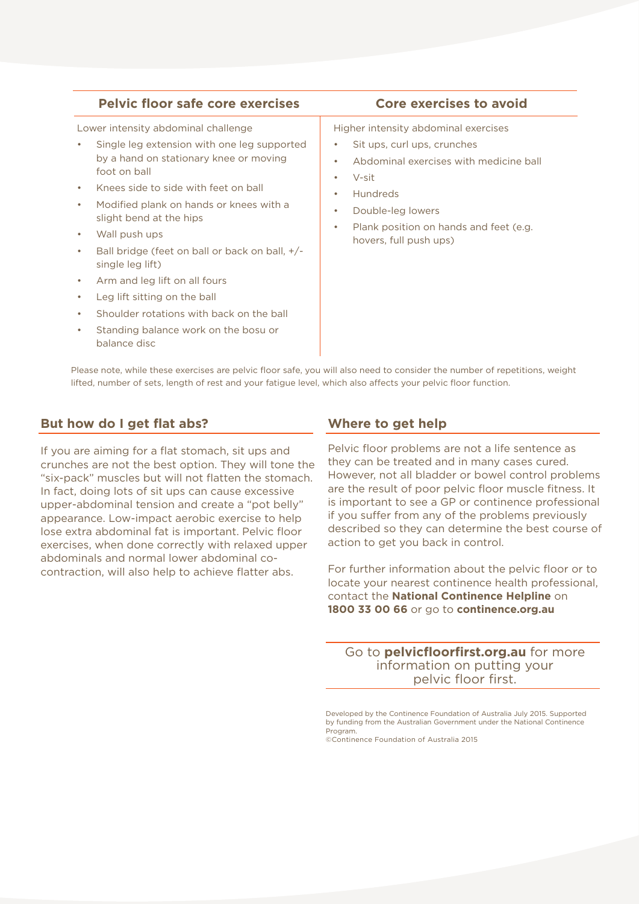| Pelvic floor safe core exercises | Core exercises to avoid |
| --- | --- |
| Lower intensity abdominal challenge<br>• Single leg extension with one leg supported by a hand on stationary knee or moving foot on ball<br>• Knees side to side with feet on ball<br>• Modified plank on hands or knees with a slight bend at the hips<br>• Wall push ups<br>• Ball bridge (feet on ball or back on ball, +/- single leg lift)<br>• Arm and leg lift on all fours<br>• Leg lift sitting on the ball<br>• Shoulder rotations with back on the ball<br>• Standing balance work on the bosu or balance disc | Higher intensity abdominal exercises<br>• Sit ups, curl ups, crunches<br>• Abdominal exercises with medicine ball<br>• V-sit<br>• Hundreds<br>• Double-leg lowers<br>• Plank position on hands and feet (e.g. hovers, full push ups) |

Please note, while these exercises are pelvic floor safe, you will also need to consider the number of repetitions, weight lifted, number of sets, length of rest and your fatigue level, which also affects your pelvic floor function.

## But how do I get flat abs?

If you are aiming for a flat stomach, sit ups and crunches are not the best option. They will tone the "six-pack" muscles but will not flatten the stomach. In fact, doing lots of sit ups can cause excessive upper-abdominal tension and create a "pot belly" appearance. Low-impact aerobic exercise to help lose extra abdominal fat is important. Pelvic floor exercises, when done correctly with relaxed upper abdominals and normal lower abdominal co-contraction, will also help to achieve flatter abs.

## Where to get help

Pelvic floor problems are not a life sentence as they can be treated and in many cases cured. However, not all bladder or bowel control problems are the result of poor pelvic floor muscle fitness. It is important to see a GP or continence professional if you suffer from any of the problems previously described so they can determine the best course of action to get you back in control.

For further information about the pelvic floor or to locate your nearest continence health professional, contact the **National Continence Helpline** on **1800 33 00 66** or go to **continence.org.au**

Go to **pelvicfloorfirst.org.au** for more information on putting your pelvic floor first.

Developed by the Continence Foundation of Australia July 2015. Supported by funding from the Australian Government under the National Continence Program.
©Continence Foundation of Australia 2015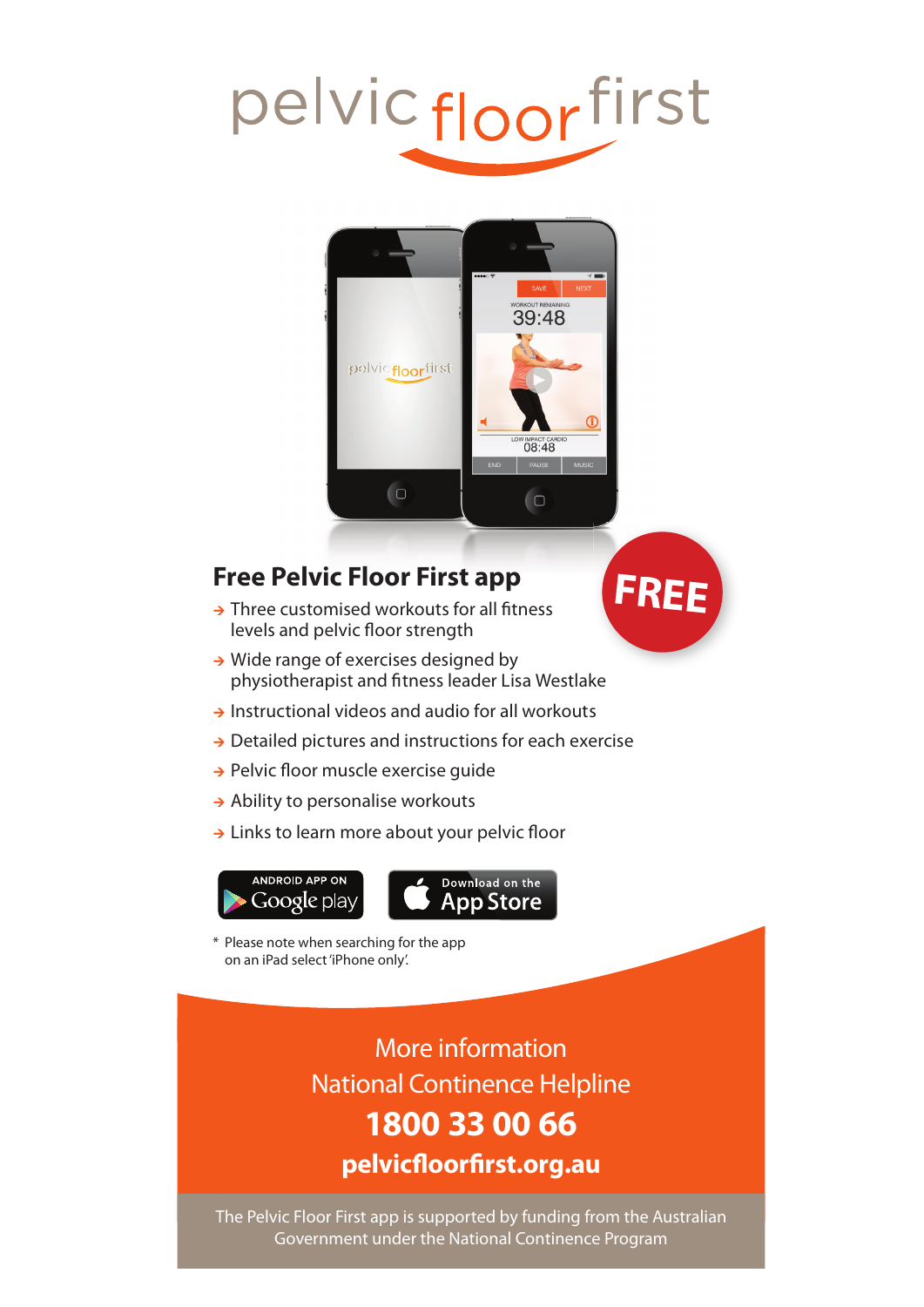# pelvic floor first

## Free Pelvic Floor First app

FREE

- Three customised workouts for all fitness levels and pelvic floor strength
- Wide range of exercises designed by physiotherapist and fitness leader Lisa Westlake
- Instructional videos and audio for all workouts
- Detailed pictures and instructions for each exercise
- Pelvic floor muscle exercise guide
- Ability to personalise workouts
- Links to learn more about your pelvic floor

ANDROID APP ON Google play

Download on the App Store

* Please note when searching for the app on an iPad select 'iPhone only'.

More information

National Continence Helpline

**1800 33 00 66**

**pelvicfloorfirst.org.au**

The Pelvic Floor First app is supported by funding from the Australian Government under the National Continence Program